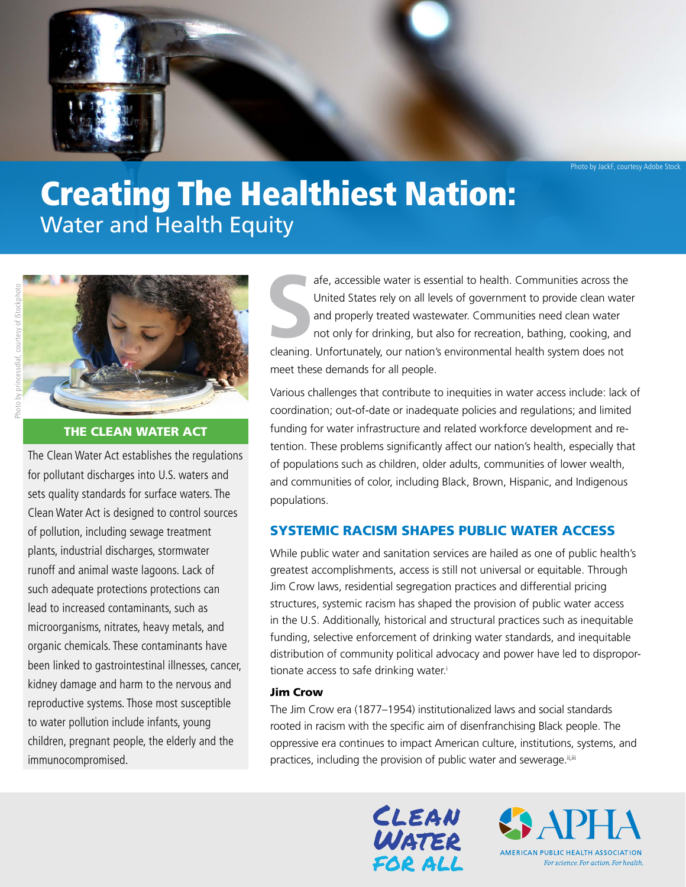# Creating The Healthiest Nation:

## Water and Health Equity

Photo by JackF, courtesy Adobe Stock

Photo by princessdlaf, courtesy of iStockphoto

### THE CLEAN WATER ACT

The Clean Water Act establishes the regulations for pollutant discharges into U.S. waters and sets quality standards for surface waters. The Clean Water Act is designed to control sources of pollution, including sewage treatment plants, industrial discharges, stormwater runoff and animal waste lagoons. Lack of such adequate protections protections can lead to increased contaminants, such as microorganisms, nitrates, heavy metals, and organic chemicals. These contaminants have been linked to gastrointestinal illnesses, cancer, kidney damage and harm to the nervous and reproductive systems. Those most susceptible to water pollution include infants, young children, pregnant people, the elderly and the immunocompromised.

Safe, accessible water is essential to health. Communities across the United States rely on all levels of government to provide clean water and properly treated wastewater. Communities need clean water not only for drinking, but also for recreation, bathing, cooking, and cleaning. Unfortunately, our nation's environmental health system does not meet these demands for all people.

Various challenges that contribute to inequities in water access include: lack of coordination; out-of-date or inadequate policies and regulations; and limited funding for water infrastructure and related workforce development and retention. These problems significantly affect our nation's health, especially that of populations such as children, older adults, communities of lower wealth, and communities of color, including Black, Brown, Hispanic, and Indigenous populations.

## SYSTEMIC RACISM SHAPES PUBLIC WATER ACCESS

While public water and sanitation services are hailed as one of public health's greatest accomplishments, access is still not universal or equitable. Through Jim Crow laws, residential segregation practices and differential pricing structures, systemic racism has shaped the provision of public water access in the U.S. Additionally, historical and structural practices such as inequitable funding, selective enforcement of drinking water standards, and inequitable distribution of community political advocacy and power have led to disproportionate access to safe drinking water.[i]

### Jim Crow

The Jim Crow era (1877–1954) institutionalized laws and social standards rooted in racism with the specific aim of disenfranchising Black people. The oppressive era continues to impact American culture, institutions, systems, and practices, including the provision of public water and sewerage.[ii,iii]

CLEAN WATER FOR ALL

APHA — AMERICAN PUBLIC HEALTH ASSOCIATION — *For science. For action. For health.*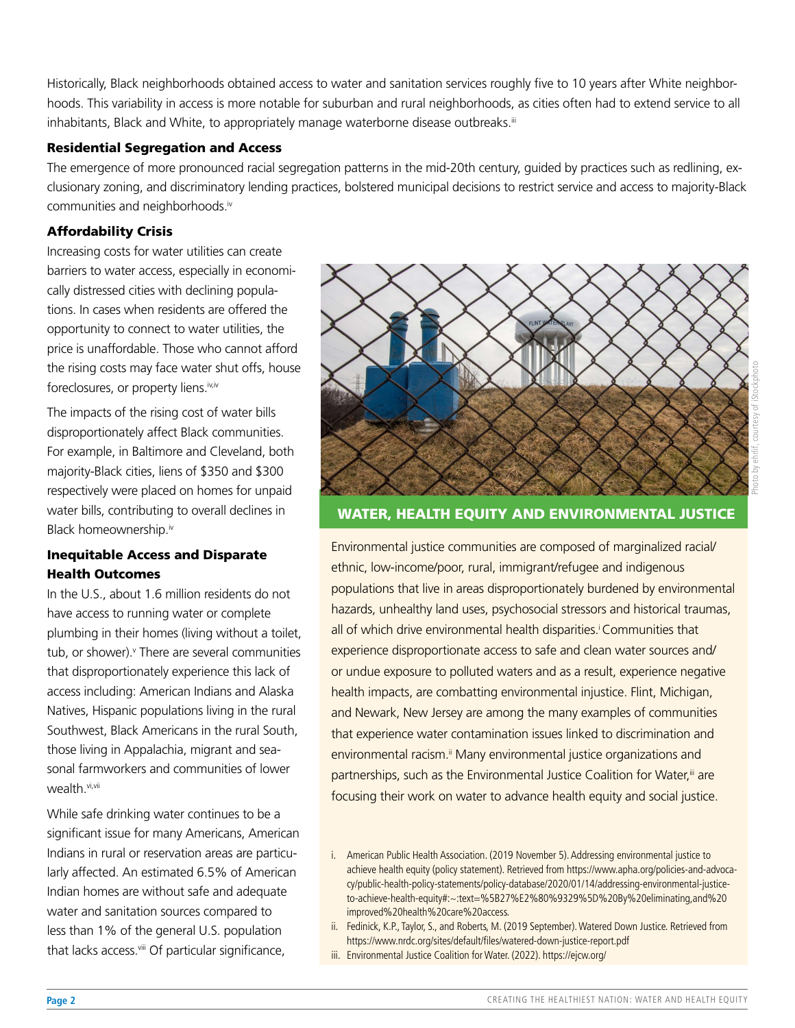Historically, Black neighborhoods obtained access to water and sanitation services roughly five to 10 years after White neighborhoods. This variability in access is more notable for suburban and rural neighborhoods, as cities often had to extend service to all inhabitants, Black and White, to appropriately manage waterborne disease outbreaks.[iii]

### Residential Segregation and Access

The emergence of more pronounced racial segregation patterns in the mid-20th century, guided by practices such as redlining, exclusionary zoning, and discriminatory lending practices, bolstered municipal decisions to restrict service and access to majority-Black communities and neighborhoods.[iv]

### Affordability Crisis

Increasing costs for water utilities can create barriers to water access, especially in economically distressed cities with declining populations. In cases when residents are offered the opportunity to connect to water utilities, the price is unaffordable. Those who cannot afford the rising costs may face water shut offs, house foreclosures, or property liens.[iv,iv]

The impacts of the rising cost of water bills disproportionately affect Black communities. For example, in Baltimore and Cleveland, both majority-Black cities, liens of $350 and $300 respectively were placed on homes for unpaid water bills, contributing to overall declines in Black homeownership.[iv]

### Inequitable Access and Disparate Health Outcomes

In the U.S., about 1.6 million residents do not have access to running water or complete plumbing in their homes (living without a toilet, tub, or shower).[v] There are several communities that disproportionately experience this lack of access including: American Indians and Alaska Natives, Hispanic populations living in the rural Southwest, Black Americans in the rural South, those living in Appalachia, migrant and seasonal farmworkers and communities of lower wealth.[vi,vii]

While safe drinking water continues to be a significant issue for many Americans, American Indians in rural or reservation areas are particularly affected. An estimated 6.5% of American Indian homes are without safe and adequate water and sanitation sources compared to less than 1% of the general U.S. population that lacks access.[viii] Of particular significance,

Photo by ehrlif, courtesy of iStockphoto

### WATER, HEALTH EQUITY AND ENVIRONMENTAL JUSTICE

Environmental justice communities are composed of marginalized racial/ethnic, low-income/poor, rural, immigrant/refugee and indigenous populations that live in areas disproportionately burdened by environmental hazards, unhealthy land uses, psychosocial stressors and historical traumas, all of which drive environmental health disparities.[i] Communities that experience disproportionate access to safe and clean water sources and/or undue exposure to polluted waters and as a result, experience negative health impacts, are combatting environmental injustice. Flint, Michigan, and Newark, New Jersey are among the many examples of communities that experience water contamination issues linked to discrimination and environmental racism.[ii] Many environmental justice organizations and partnerships, such as the Environmental Justice Coalition for Water,[iii] are focusing their work on water to advance health equity and social justice.

i. American Public Health Association. (2019 November 5). Addressing environmental justice to achieve health equity (policy statement). Retrieved from https://www.apha.org/policies-and-advocacy/public-health-policy-statements/policy-database/2020/01/14/addressing-environmental-justice-to-achieve-health-equity#:~:text=%5B27%E2%80%9329%5D%20By%20eliminating,and%20improved%20health%20care%20access.

ii. Fedinick, K.P., Taylor, S., and Roberts, M. (2019 September). Watered Down Justice. Retrieved from https://www.nrdc.org/sites/default/files/watered-down-justice-report.pdf

iii. Environmental Justice Coalition for Water. (2022). https://ejcw.org/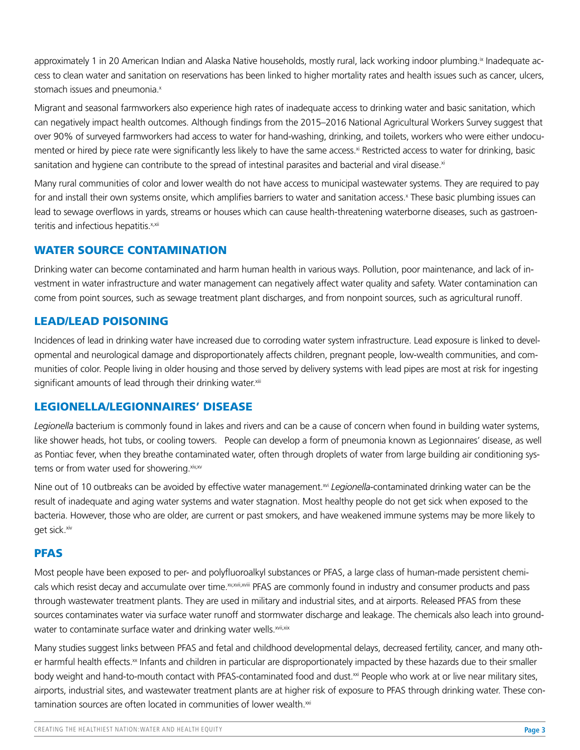approximately 1 in 20 American Indian and Alaska Native households, mostly rural, lack working indoor plumbing.[ix] Inadequate access to clean water and sanitation on reservations has been linked to higher mortality rates and health issues such as cancer, ulcers, stomach issues and pneumonia.[x]

Migrant and seasonal farmworkers also experience high rates of inadequate access to drinking water and basic sanitation, which can negatively impact health outcomes. Although findings from the 2015–2016 National Agricultural Workers Survey suggest that over 90% of surveyed farmworkers had access to water for hand-washing, drinking, and toilets, workers who were either undocumented or hired by piece rate were significantly less likely to have the same access.[xi] Restricted access to water for drinking, basic sanitation and hygiene can contribute to the spread of intestinal parasites and bacterial and viral disease.[xi]

Many rural communities of color and lower wealth do not have access to municipal wastewater systems. They are required to pay for and install their own systems onsite, which amplifies barriers to water and sanitation access.[x] These basic plumbing issues can lead to sewage overflows in yards, streams or houses which can cause health-threatening waterborne diseases, such as gastroenteritis and infectious hepatitis.[x,xii]

## WATER SOURCE CONTAMINATION

Drinking water can become contaminated and harm human health in various ways. Pollution, poor maintenance, and lack of investment in water infrastructure and water management can negatively affect water quality and safety. Water contamination can come from point sources, such as sewage treatment plant discharges, and from nonpoint sources, such as agricultural runoff.

## LEAD/LEAD POISONING

Incidences of lead in drinking water have increased due to corroding water system infrastructure. Lead exposure is linked to developmental and neurological damage and disproportionately affects children, pregnant people, low-wealth communities, and communities of color. People living in older housing and those served by delivery systems with lead pipes are most at risk for ingesting significant amounts of lead through their drinking water.[xiii]

## LEGIONELLA/LEGIONNAIRES' DISEASE

*Legionella* bacterium is commonly found in lakes and rivers and can be a cause of concern when found in building water systems, like shower heads, hot tubs, or cooling towers. People can develop a form of pneumonia known as Legionnaires' disease, as well as Pontiac fever, when they breathe contaminated water, often through droplets of water from large building air conditioning systems or from water used for showering.[xiv,xv]

Nine out of 10 outbreaks can be avoided by effective water management.[xvi] *Legionella*-contaminated drinking water can be the result of inadequate and aging water systems and water stagnation. Most healthy people do not get sick when exposed to the bacteria. However, those who are older, are current or past smokers, and have weakened immune systems may be more likely to get sick.[xiv]

## PFAS

Most people have been exposed to per- and polyfluoroalkyl substances or PFAS, a large class of human-made persistent chemicals which resist decay and accumulate over time.[xv,xvii,xviii] PFAS are commonly found in industry and consumer products and pass through wastewater treatment plants. They are used in military and industrial sites, and at airports. Released PFAS from these sources contaminates water via surface water runoff and stormwater discharge and leakage. The chemicals also leach into groundwater to contaminate surface water and drinking water wells.[xvii,xix]

Many studies suggest links between PFAS and fetal and childhood developmental delays, decreased fertility, cancer, and many other harmful health effects.[xx] Infants and children in particular are disproportionately impacted by these hazards due to their smaller body weight and hand-to-mouth contact with PFAS-contaminated food and dust.[xxi] People who work at or live near military sites, airports, industrial sites, and wastewater treatment plants are at higher risk of exposure to PFAS through drinking water. These contamination sources are often located in communities of lower wealth.[xxi]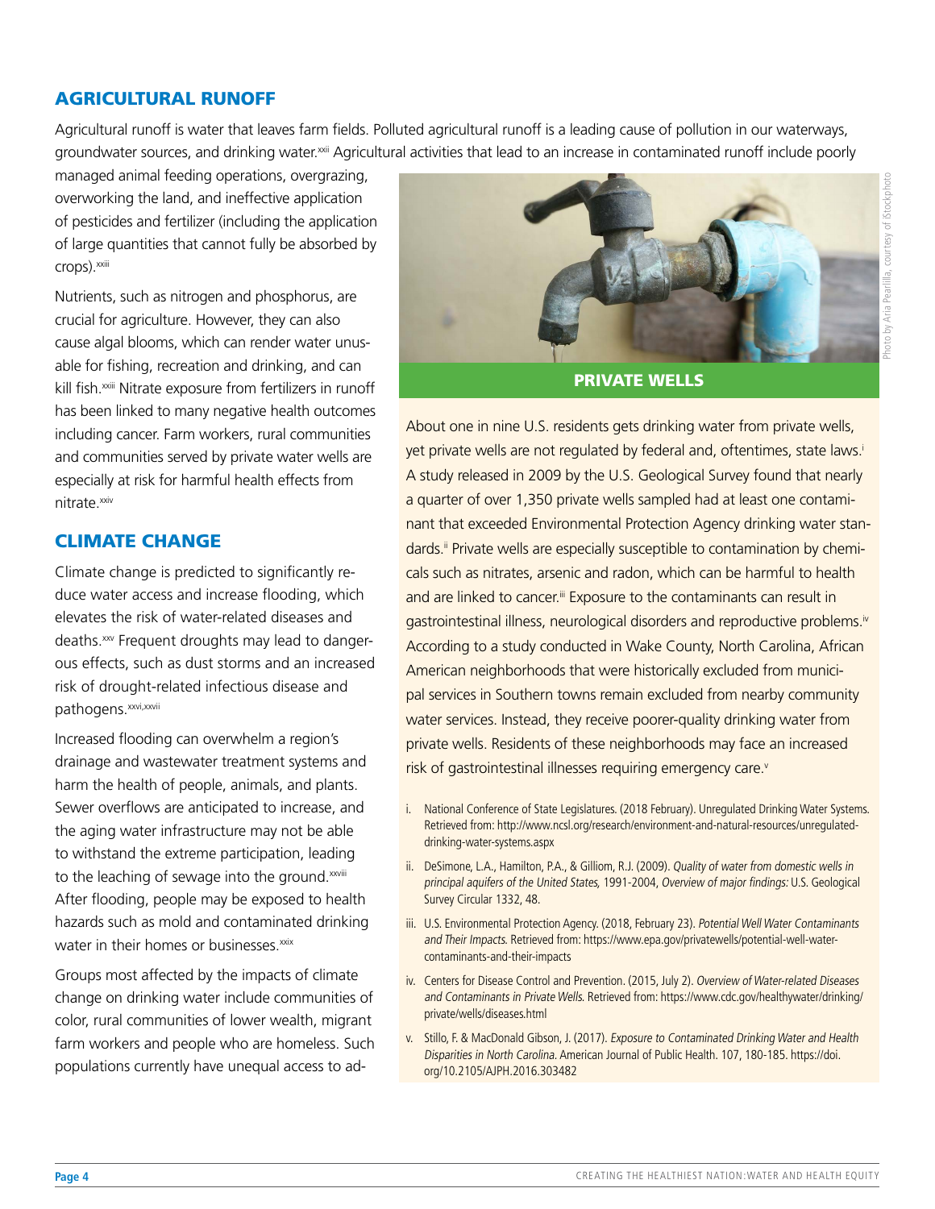## AGRICULTURAL RUNOFF

Agricultural runoff is water that leaves farm fields. Polluted agricultural runoff is a leading cause of pollution in our waterways, groundwater sources, and drinking water.[xxii] Agricultural activities that lead to an increase in contaminated runoff include poorly managed animal feeding operations, overgrazing, overworking the land, and ineffective application of pesticides and fertilizer (including the application of large quantities that cannot fully be absorbed by crops).[xxiii]

Nutrients, such as nitrogen and phosphorus, are crucial for agriculture. However, they can also cause algal blooms, which can render water unusable for fishing, recreation and drinking, and can kill fish.[xxiii] Nitrate exposure from fertilizers in runoff has been linked to many negative health outcomes including cancer. Farm workers, rural communities and communities served by private water wells are especially at risk for harmful health effects from nitrate.[xxiv]

## CLIMATE CHANGE

Climate change is predicted to significantly reduce water access and increase flooding, which elevates the risk of water-related diseases and deaths.[xxv] Frequent droughts may lead to dangerous effects, such as dust storms and an increased risk of drought-related infectious disease and pathogens.[xxvi,xxvii]

Increased flooding can overwhelm a region's drainage and wastewater treatment systems and harm the health of people, animals, and plants. Sewer overflows are anticipated to increase, and the aging water infrastructure may not be able to withstand the extreme participation, leading to the leaching of sewage into the ground.[xxviii] After flooding, people may be exposed to health hazards such as mold and contaminated drinking water in their homes or businesses.[xxix]

Groups most affected by the impacts of climate change on drinking water include communities of color, rural communities of lower wealth, migrant farm workers and people who are homeless. Such populations currently have unequal access to ad-

Photo by Aria Pearlilla, courtesy of iStockphoto

### PRIVATE WELLS

About one in nine U.S. residents gets drinking water from private wells, yet private wells are not regulated by federal and, oftentimes, state laws.[i] A study released in 2009 by the U.S. Geological Survey found that nearly a quarter of over 1,350 private wells sampled had at least one contaminant that exceeded Environmental Protection Agency drinking water standards.[ii] Private wells are especially susceptible to contamination by chemicals such as nitrates, arsenic and radon, which can be harmful to health and are linked to cancer.[iii] Exposure to the contaminants can result in gastrointestinal illness, neurological disorders and reproductive problems.[iv] According to a study conducted in Wake County, North Carolina, African American neighborhoods that were historically excluded from municipal services in Southern towns remain excluded from nearby community water services. Instead, they receive poorer-quality drinking water from private wells. Residents of these neighborhoods may face an increased risk of gastrointestinal illnesses requiring emergency care.[v]

i. National Conference of State Legislatures. (2018 February). Unregulated Drinking Water Systems. Retrieved from: http://www.ncsl.org/research/environment-and-natural-resources/unregulated-drinking-water-systems.aspx

ii. DeSimone, L.A., Hamilton, P.A., & Gilliom, R.J. (2009). *Quality of water from domestic wells in principal aquifers of the United States,* 1991-2004, *Overview of major findings:* U.S. Geological Survey Circular 1332, 48.

iii. U.S. Environmental Protection Agency. (2018, February 23). *Potential Well Water Contaminants and Their Impacts.* Retrieved from: https://www.epa.gov/privatewells/potential-well-water-contaminants-and-their-impacts

iv. Centers for Disease Control and Prevention. (2015, July 2). *Overview of Water-related Diseases and Contaminants in Private Wells.* Retrieved from: https://www.cdc.gov/healthywater/drinking/private/wells/diseases.html

v. Stillo, F. & MacDonald Gibson, J. (2017). *Exposure to Contaminated Drinking Water and Health Disparities in North Carolina.* American Journal of Public Health. 107, 180-185. https://doi.org/10.2105/AJPH.2016.303482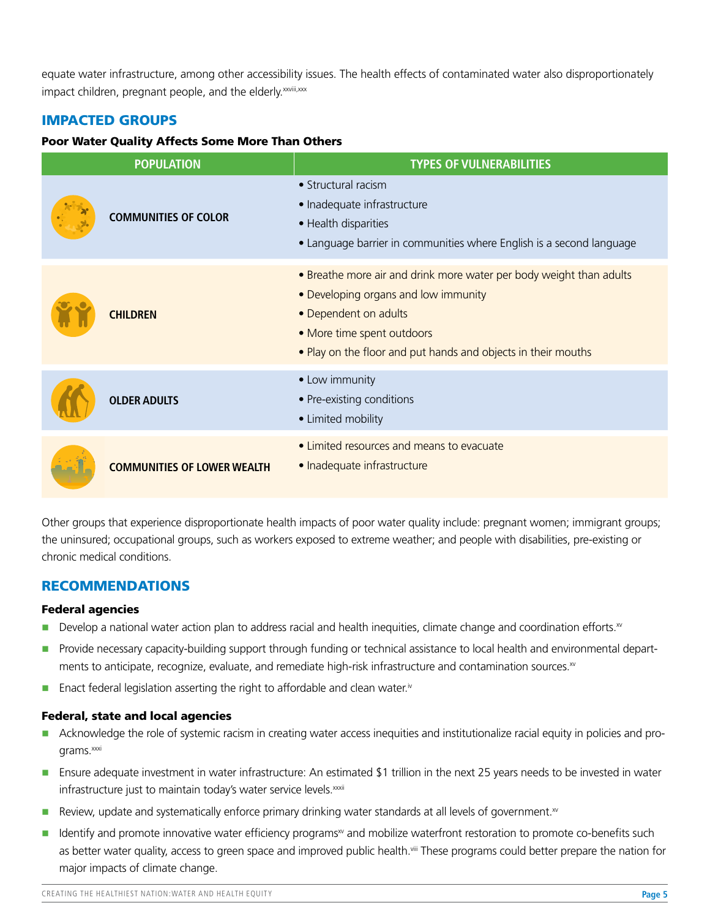equate water infrastructure, among other accessibility issues. The health effects of contaminated water also disproportionately impact children, pregnant people, and the elderly.[xxviii,xxx]

## IMPACTED GROUPS

**Poor Water Quality Affects Some More Than Others**

| POPULATION | TYPES OF VULNERABILITIES |
|---|---|
| COMMUNITIES OF COLOR | • Structural racism<br>• Inadequate infrastructure<br>• Health disparities<br>• Language barrier in communities where English is a second language |
| CHILDREN | • Breathe more air and drink more water per body weight than adults<br>• Developing organs and low immunity<br>• Dependent on adults<br>• More time spent outdoors<br>• Play on the floor and put hands and objects in their mouths |
| OLDER ADULTS | • Low immunity<br>• Pre-existing conditions<br>• Limited mobility |
| COMMUNITIES OF LOWER WEALTH | • Limited resources and means to evacuate<br>• Inadequate infrastructure |

Other groups that experience disproportionate health impacts of poor water quality include: pregnant women; immigrant groups; the uninsured; occupational groups, such as workers exposed to extreme weather; and people with disabilities, pre-existing or chronic medical conditions.

## RECOMMENDATIONS

### Federal agencies

- Develop a national water action plan to address racial and health inequities, climate change and coordination efforts.[xv]
- Provide necessary capacity-building support through funding or technical assistance to local health and environmental departments to anticipate, recognize, evaluate, and remediate high-risk infrastructure and contamination sources.[xv]
- Enact federal legislation asserting the right to affordable and clean water.[iv]

### Federal, state and local agencies

- Acknowledge the role of systemic racism in creating water access inequities and institutionalize racial equity in policies and programs.[xxxi]
- Ensure adequate investment in water infrastructure: An estimated $1 trillion in the next 25 years needs to be invested in water infrastructure just to maintain today's water service levels.[xxxii]
- Review, update and systematically enforce primary drinking water standards at all levels of government.[xv]
- Identify and promote innovative water efficiency programs[xv] and mobilize waterfront restoration to promote co-benefits such as better water quality, access to green space and improved public health.[viii] These programs could better prepare the nation for major impacts of climate change.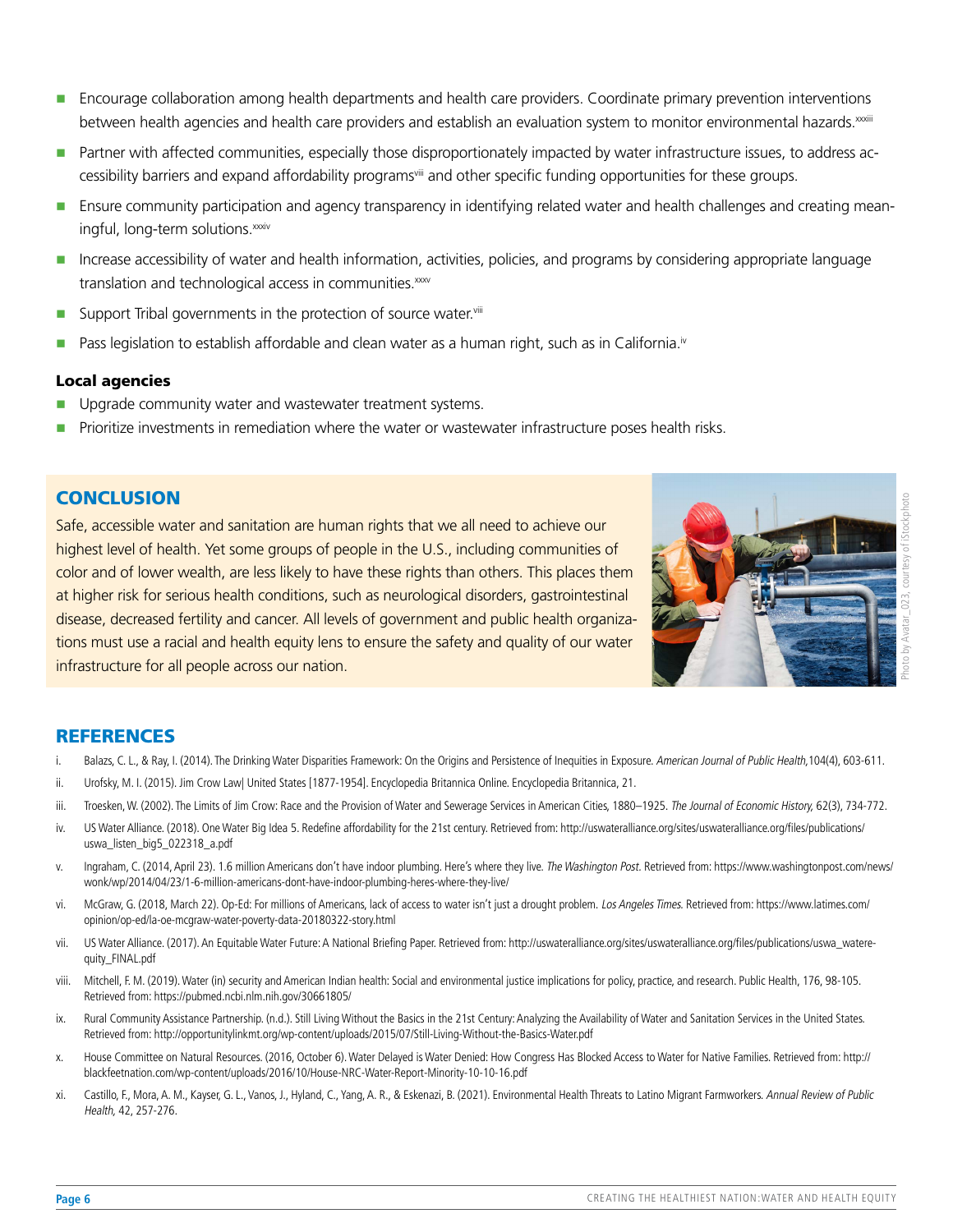- Encourage collaboration among health departments and health care providers. Coordinate primary prevention interventions between health agencies and health care providers and establish an evaluation system to monitor environmental hazards.[xxxiii]
- Partner with affected communities, especially those disproportionately impacted by water infrastructure issues, to address accessibility barriers and expand affordability programs[viii] and other specific funding opportunities for these groups.
- Ensure community participation and agency transparency in identifying related water and health challenges and creating meaningful, long-term solutions.[xxxiv]
- Increase accessibility of water and health information, activities, policies, and programs by considering appropriate language translation and technological access in communities.[xxxv]
- Support Tribal governments in the protection of source water.[viii]
- Pass legislation to establish affordable and clean water as a human right, such as in California.[iv]

**Local agencies**

- Upgrade community water and wastewater treatment systems.
- Prioritize investments in remediation where the water or wastewater infrastructure poses health risks.

## CONCLUSION

Safe, accessible water and sanitation are human rights that we all need to achieve our highest level of health. Yet some groups of people in the U.S., including communities of color and of lower wealth, are less likely to have these rights than others. This places them at higher risk for serious health conditions, such as neurological disorders, gastrointestinal disease, decreased fertility and cancer. All levels of government and public health organizations must use a racial and health equity lens to ensure the safety and quality of our water infrastructure for all people across our nation.

Photo by Avatar_023, courtesy of iStockphoto

## REFERENCES

i. Balazs, C. L., & Ray, I. (2014). The Drinking Water Disparities Framework: On the Origins and Persistence of Inequities in Exposure. *American Journal of Public Health,*104(4), 603-611.

ii. Urofsky, M. I. (2015). Jim Crow Law| United States [1877-1954]. Encyclopedia Britannica Online. Encyclopedia Britannica, 21.

iii. Troesken, W. (2002). The Limits of Jim Crow: Race and the Provision of Water and Sewerage Services in American Cities, 1880–1925. *The Journal of Economic History,* 62(3), 734-772.

iv. US Water Alliance. (2018). One Water Big Idea 5. Redefine affordability for the 21st century. Retrieved from: http://uswateralliance.org/sites/uswateralliance.org/files/publications/uswa_listen_big5_022318_a.pdf

v. Ingraham, C. (2014, April 23). 1.6 million Americans don't have indoor plumbing. Here's where they live. *The Washington Post.* Retrieved from: https://www.washingtonpost.com/news/wonk/wp/2014/04/23/1-6-million-americans-dont-have-indoor-plumbing-heres-where-they-live/

vi. McGraw, G. (2018, March 22). Op-Ed: For millions of Americans, lack of access to water isn't just a drought problem. *Los Angeles Times.* Retrieved from: https://www.latimes.com/opinion/op-ed/la-oe-mcgraw-water-poverty-data-20180322-story.html

vii. US Water Alliance. (2017). An Equitable Water Future: A National Briefing Paper. Retrieved from: http://uswateralliance.org/sites/uswateralliance.org/files/publications/uswa_waterequity_FINAL.pdf

viii. Mitchell, F. M. (2019). Water (in) security and American Indian health: Social and environmental justice implications for policy, practice, and research. Public Health, 176, 98-105. Retrieved from: https://pubmed.ncbi.nlm.nih.gov/30661805/

ix. Rural Community Assistance Partnership. (n.d.). Still Living Without the Basics in the 21st Century: Analyzing the Availability of Water and Sanitation Services in the United States. Retrieved from: http://opportunitylinkmt.org/wp-content/uploads/2015/07/Still-Living-Without-the-Basics-Water.pdf

x. House Committee on Natural Resources. (2016, October 6). Water Delayed is Water Denied: How Congress Has Blocked Access to Water for Native Families. Retrieved from: http://blackfeetnation.com/wp-content/uploads/2016/10/House-NRC-Water-Report-Minority-10-10-16.pdf

xi. Castillo, F., Mora, A. M., Kayser, G. L., Vanos, J., Hyland, C., Yang, A. R., & Eskenazi, B. (2021). Environmental Health Threats to Latino Migrant Farmworkers. *Annual Review of Public Health,* 42, 257-276.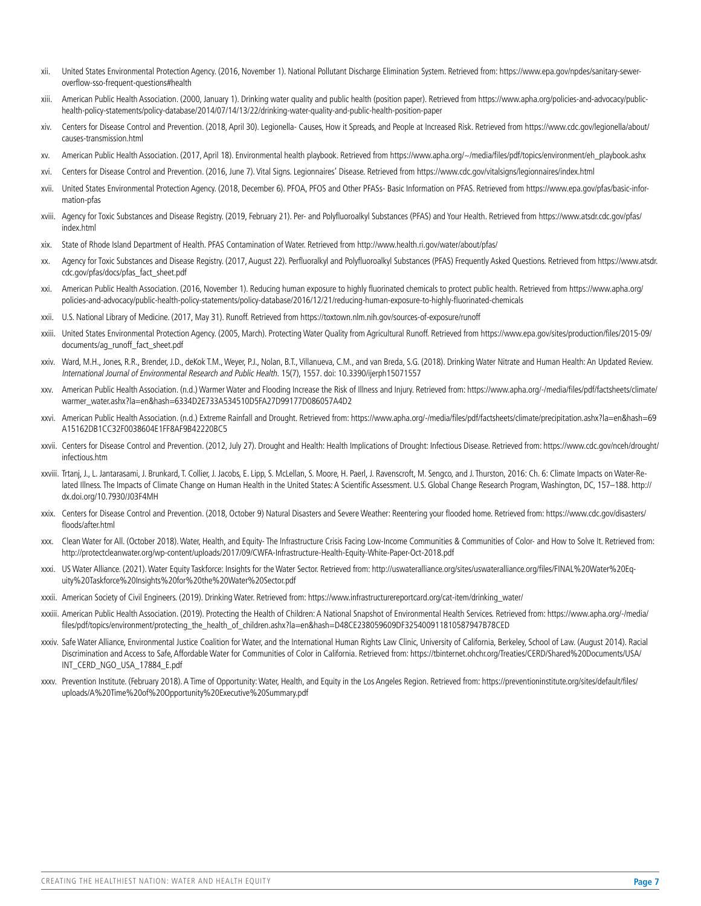xii. United States Environmental Protection Agency. (2016, November 1). National Pollutant Discharge Elimination System. Retrieved from: https://www.epa.gov/npdes/sanitary-sewer-overflow-sso-frequent-questions#health

xiii. American Public Health Association. (2000, January 1). Drinking water quality and public health (position paper). Retrieved from https://www.apha.org/policies-and-advocacy/public-health-policy-statements/policy-database/2014/07/14/13/22/drinking-water-quality-and-public-health-position-paper

xiv. Centers for Disease Control and Prevention. (2018, April 30). Legionella- Causes, How it Spreads, and People at Increased Risk. Retrieved from https://www.cdc.gov/legionella/about/causes-transmission.html

xv. American Public Health Association. (2017, April 18). Environmental health playbook. Retrieved from https://www.apha.org/~/media/files/pdf/topics/environment/eh_playbook.ashx

xvi. Centers for Disease Control and Prevention. (2016, June 7). Vital Signs. Legionnaires' Disease. Retrieved from https://www.cdc.gov/vitalsigns/legionnaires/index.html

xvii. United States Environmental Protection Agency. (2018, December 6). PFOA, PFOS and Other PFASs- Basic Information on PFAS. Retrieved from https://www.epa.gov/pfas/basic-information-pfas

xviii. Agency for Toxic Substances and Disease Registry. (2019, February 21). Per- and Polyfluoroalkyl Substances (PFAS) and Your Health. Retrieved from https://www.atsdr.cdc.gov/pfas/index.html

xix. State of Rhode Island Department of Health. PFAS Contamination of Water. Retrieved from http://www.health.ri.gov/water/about/pfas/

xx. Agency for Toxic Substances and Disease Registry. (2017, August 22). Perfluoralkyl and Polyfluoroalkyl Substances (PFAS) Frequently Asked Questions. Retrieved from https://www.atsdr.cdc.gov/pfas/docs/pfas_fact_sheet.pdf

xxi. American Public Health Association. (2016, November 1). Reducing human exposure to highly fluorinated chemicals to protect public health. Retrieved from https://www.apha.org/policies-and-advocacy/public-health-policy-statements/policy-database/2016/12/21/reducing-human-exposure-to-highly-fluorinated-chemicals

xxii. U.S. National Library of Medicine. (2017, May 31). Runoff. Retrieved from https://toxtown.nlm.nih.gov/sources-of-exposure/runoff

xxiii. United States Environmental Protection Agency. (2005, March). Protecting Water Quality from Agricultural Runoff. Retrieved from https://www.epa.gov/sites/production/files/2015-09/documents/ag_runoff_fact_sheet.pdf

xxiv. Ward, M.H., Jones, R.R., Brender, J.D., deKok T.M., Weyer, P.J., Nolan, B.T., Villanueva, C.M., and van Breda, S.G. (2018). Drinking Water Nitrate and Human Health: An Updated Review. *International Journal of Environmental Research and Public Health.* 15(7), 1557. doi: 10.3390/ijerph15071557

xxv. American Public Health Association. (n.d.) Warmer Water and Flooding Increase the Risk of Illness and Injury. Retrieved from: https://www.apha.org/-/media/files/pdf/factsheets/climate/warmer_water.ashx?la=en&hash=6334D2E733A534510D5FA27D99177D086057A4D2

xxvi. American Public Health Association. (n.d.) Extreme Rainfall and Drought. Retrieved from: https://www.apha.org/-/media/files/pdf/factsheets/climate/precipitation.ashx?la=en&hash=69A15162DB1CC32F0038604E1FF8AF9B42220BC5

xxvii. Centers for Disease Control and Prevention. (2012, July 27). Drought and Health: Health Implications of Drought: Infectious Disease. Retrieved from: https://www.cdc.gov/nceh/drought/infectious.htm

xxviii. Trtanj, J., L. Jantarasami, J. Brunkard, T. Collier, J. Jacobs, E. Lipp, S. McLellan, S. Moore, H. Paerl, J. Ravenscroft, M. Sengco, and J. Thurston, 2016: Ch. 6: Climate Impacts on Water-Related Illness. The Impacts of Climate Change on Human Health in the United States: A Scientific Assessment. U.S. Global Change Research Program, Washington, DC, 157–188. http://dx.doi.org/10.7930/J03F4MH

xxix. Centers for Disease Control and Prevention. (2018, October 9) Natural Disasters and Severe Weather: Reentering your flooded home. Retrieved from: https://www.cdc.gov/disasters/floods/after.html

xxx. Clean Water for All. (October 2018). Water, Health, and Equity- The Infrastructure Crisis Facing Low-Income Communities & Communities of Color- and How to Solve It. Retrieved from: http://protectcleanwater.org/wp-content/uploads/2017/09/CWFA-Infrastructure-Health-Equity-White-Paper-Oct-2018.pdf

xxxi. US Water Alliance. (2021). Water Equity Taskforce: Insights for the Water Sector. Retrieved from: http://uswateralliance.org/sites/uswateralliance.org/files/FINAL%20Water%20Equity%20Taskforce%20Insights%20for%20the%20Water%20Sector.pdf

xxxii. American Society of Civil Engineers. (2019). Drinking Water. Retrieved from: https://www.infrastructurereportcard.org/cat-item/drinking_water/

xxxiii. American Public Health Association. (2019). Protecting the Health of Children: A National Snapshot of Environmental Health Services. Retrieved from: https://www.apha.org/-/media/files/pdf/topics/environment/protecting_the_health_of_children.ashx?la=en&hash=D48CE238059609DF325400911810587947B78CED

xxxiv. Safe Water Alliance, Environmental Justice Coalition for Water, and the International Human Rights Law Clinic, University of California, Berkeley, School of Law. (August 2014). Racial Discrimination and Access to Safe, Affordable Water for Communities of Color in California. Retrieved from: https://tbinternet.ohchr.org/Treaties/CERD/Shared%20Documents/USA/INT_CERD_NGO_USA_17884_E.pdf

xxxv. Prevention Institute. (February 2018). A Time of Opportunity: Water, Health, and Equity in the Los Angeles Region. Retrieved from: https://preventioninstitute.org/sites/default/files/uploads/A%20Time%20of%20Opportunity%20Executive%20Summary.pdf